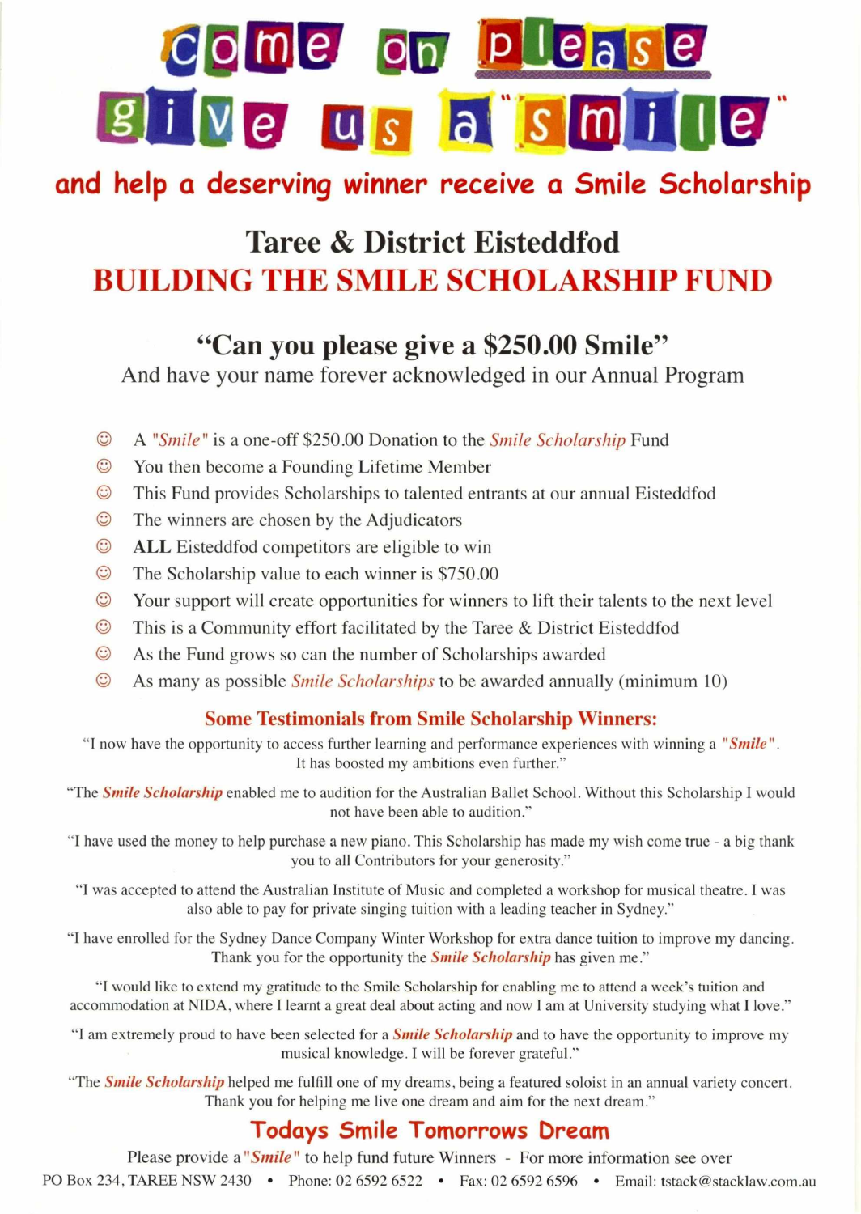# come on please give us a "smile"

**and help a deserving winner receive a Smile Scholarship**

## Taree & District Eisteddfod

## BUILDING THE SMILE SCHOLARSHIP FUND

### "Can you please give a $250.00 Smile"

And have your name forever acknowledged in our Annual Program

- ☺ A *"Smile"* is a one-off $250.00 Donation to the *Smile Scholarship* Fund
- ☺ You then become a Founding Lifetime Member
- ☺ This Fund provides Scholarships to talented entrants at our annual Eisteddfod
- ☺ The winners are chosen by the Adjudicators
- ☺ **ALL** Eisteddfod competitors are eligible to win
- ☺ The Scholarship value to each winner is $750.00
- ☺ Your support will create opportunities for winners to lift their talents to the next level
- ☺ This is a Community effort facilitated by the Taree & District Eisteddfod
- ☺ As the Fund grows so can the number of Scholarships awarded
- ☺ As many as possible *Smile Scholarships* to be awarded annually (minimum 10)

### Some Testimonials from Smile Scholarship Winners:

"I now have the opportunity to access further learning and performance experiences with winning a ***"Smile"***. It has boosted my ambitions even further."

"The ***Smile Scholarship*** enabled me to audition for the Australian Ballet School. Without this Scholarship I would not have been able to audition."

"I have used the money to help purchase a new piano. This Scholarship has made my wish come true - a big thank you to all Contributors for your generosity."

"I was accepted to attend the Australian Institute of Music and completed a workshop for musical theatre. I was also able to pay for private singing tuition with a leading teacher in Sydney."

"I have enrolled for the Sydney Dance Company Winter Workshop for extra dance tuition to improve my dancing. Thank you for the opportunity the ***Smile Scholarship*** has given me."

"I would like to extend my gratitude to the Smile Scholarship for enabling me to attend a week's tuition and accommodation at NIDA, where I learnt a great deal about acting and now I am at University studying what I love."

"I am extremely proud to have been selected for a ***Smile Scholarship*** and to have the opportunity to improve my musical knowledge. I will be forever grateful."

"The ***Smile Scholarship*** helped me fulfill one of my dreams, being a featured soloist in an annual variety concert. Thank you for helping me live one dream and aim for the next dream."

## Todays Smile Tomorrows Dream

Please provide a ***"Smile"*** to help fund future Winners - For more information see over

PO Box 234, TAREE NSW 2430 • Phone: 02 6592 6522 • Fax: 02 6592 6596 • Email: tstack@stacklaw.com.au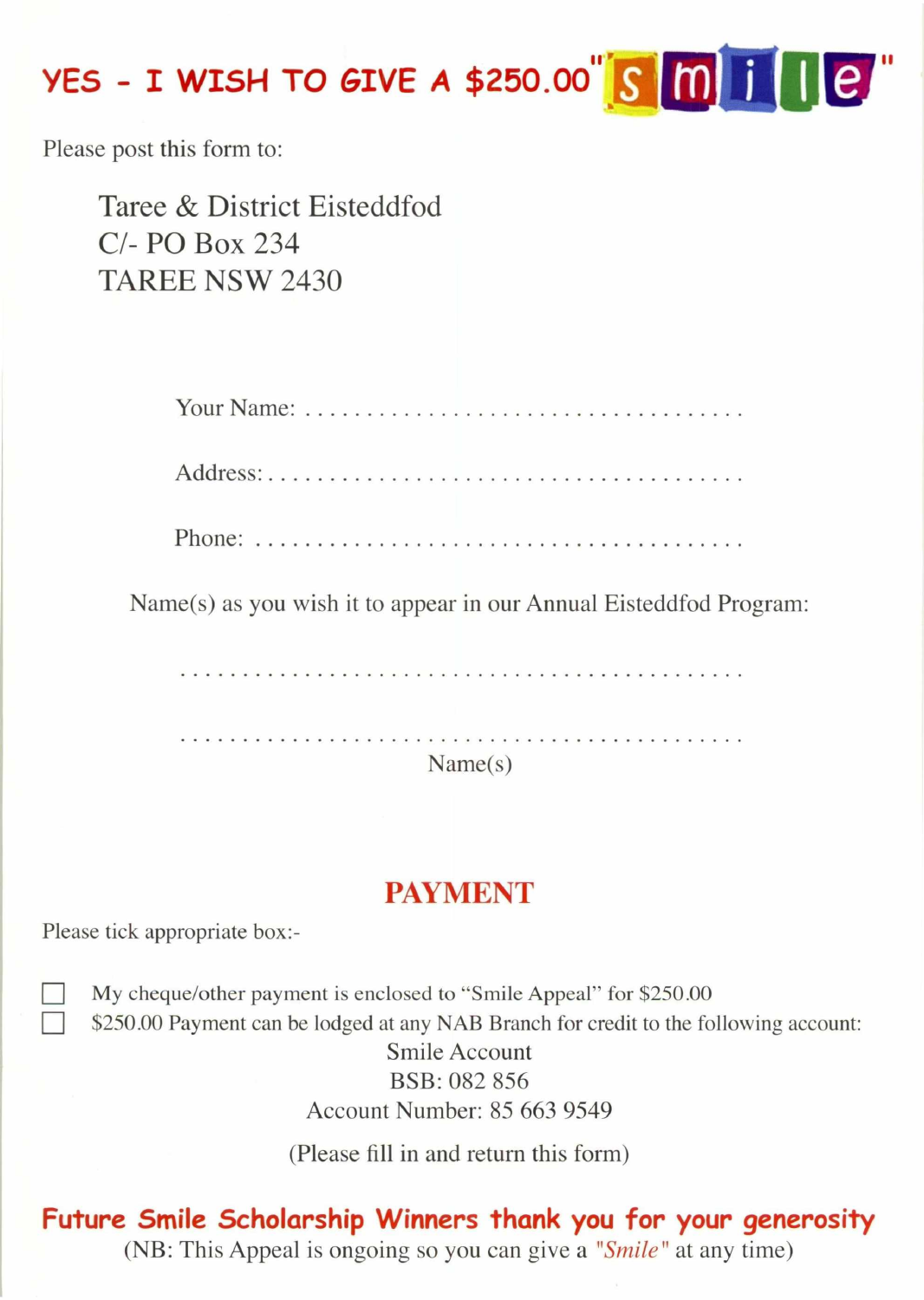# YES - I WISH TO GIVE A $250.00 "smile"

Please post this form to:

Taree & District Eisteddfod
C/- PO Box 234
TAREE NSW 2430

Your Name: . . . . . . . . . . . . . . . . . . . . . . . . . . . . . . . . . . .

Address: . . . . . . . . . . . . . . . . . . . . . . . . . . . . . . . . . . . . .

Phone: . . . . . . . . . . . . . . . . . . . . . . . . . . . . . . . . . . . . . .

Name(s) as you wish it to appear in our Annual Eisteddfod Program:

. . . . . . . . . . . . . . . . . . . . . . . . . . . . . . . . . . . . . . . . . . . . .

. . . . . . . . . . . . . . . . . . . . . . . . . . . . . . . . . . . . . . . . . . . . .
Name(s)

## PAYMENT

Please tick appropriate box:-

- ☐ My cheque/other payment is enclosed to "Smile Appeal" for $250.00
- ☐ $250.00 Payment can be lodged at any NAB Branch for credit to the following account:

Smile Account
BSB: 082 856
Account Number: 85 663 9549

(Please fill in and return this form)

**Future Smile Scholarship Winners thank you for your generosity**

(NB: This Appeal is ongoing so you can give a "*Smile*" at any time)